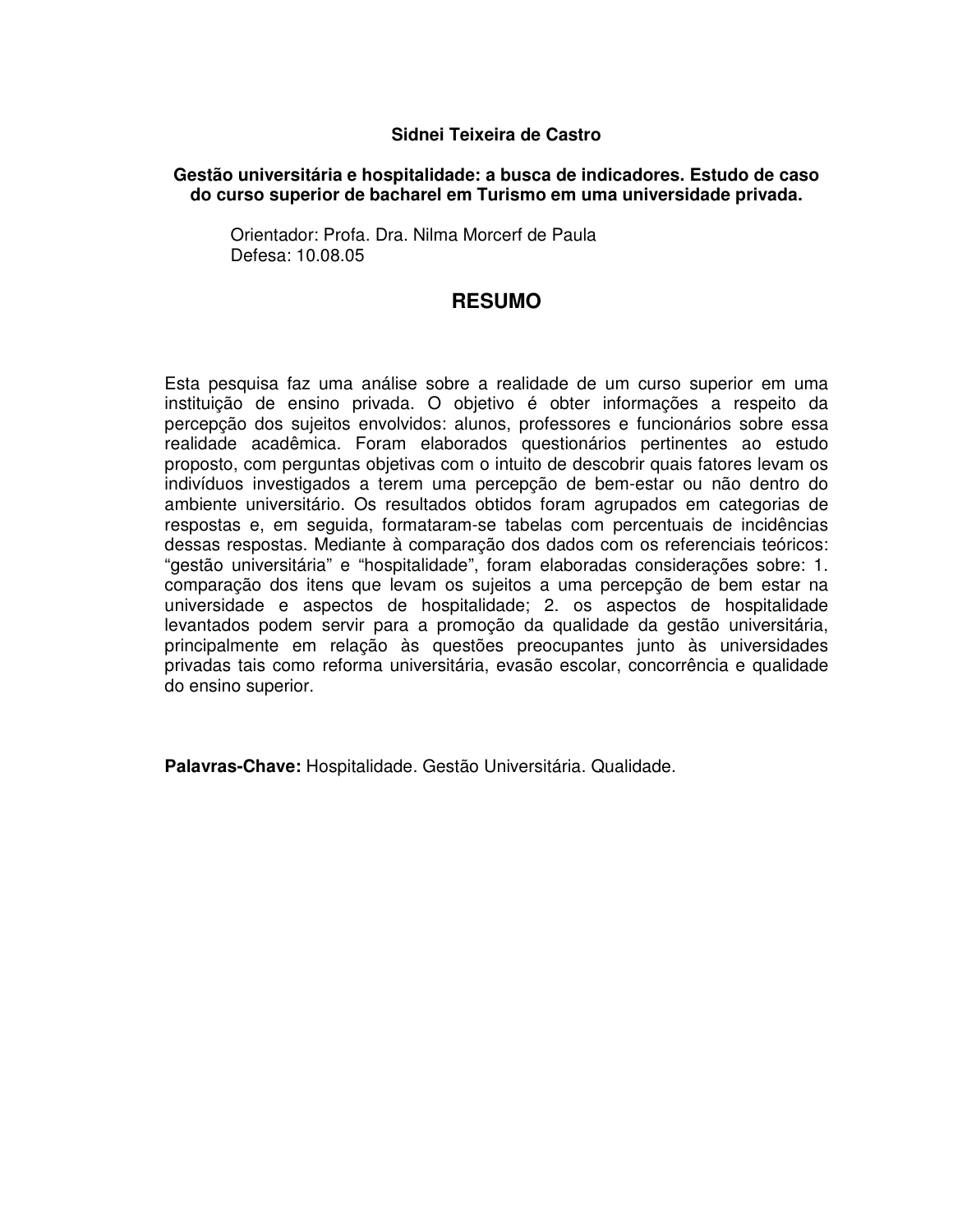**Sidnei Teixeira de Castro**

**Gestão universitária e hospitalidade: a busca de indicadores. Estudo de caso do curso superior de bacharel em Turismo em uma universidade privada.**

Orientador: Profa. Dra. Nilma Morcerf de Paula
Defesa: 10.08.05

# RESUMO

Esta pesquisa faz uma análise sobre a realidade de um curso superior em uma instituição de ensino privada. O objetivo é obter informações a respeito da percepção dos sujeitos envolvidos: alunos, professores e funcionários sobre essa realidade acadêmica. Foram elaborados questionários pertinentes ao estudo proposto, com perguntas objetivas com o intuito de descobrir quais fatores levam os indivíduos investigados a terem uma percepção de bem-estar ou não dentro do ambiente universitário. Os resultados obtidos foram agrupados em categorias de respostas e, em seguida, formataram-se tabelas com percentuais de incidências dessas respostas. Mediante à comparação dos dados com os referenciais teóricos: "gestão universitária" e "hospitalidade", foram elaboradas considerações sobre: 1. comparação dos itens que levam os sujeitos a uma percepção de bem estar na universidade e aspectos de hospitalidade; 2. os aspectos de hospitalidade levantados podem servir para a promoção da qualidade da gestão universitária, principalmente em relação às questões preocupantes junto às universidades privadas tais como reforma universitária, evasão escolar, concorrência e qualidade do ensino superior.

**Palavras-Chave:** Hospitalidade. Gestão Universitária. Qualidade.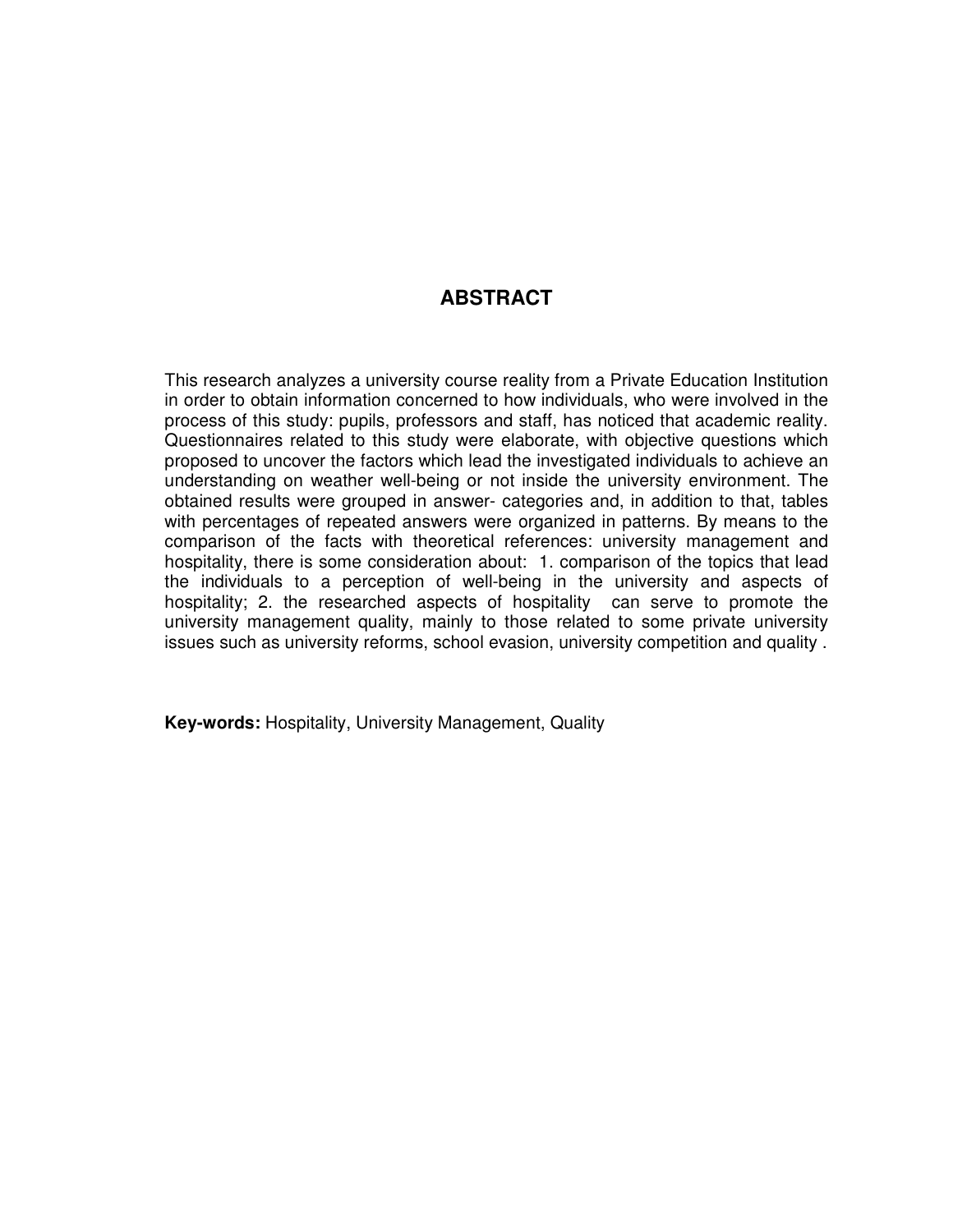# ABSTRACT

This research analyzes a university course reality from a Private Education Institution in order to obtain information concerned to how individuals, who were involved in the process of this study: pupils, professors and staff, has noticed that academic reality. Questionnaires related to this study were elaborate, with objective questions which proposed to uncover the factors which lead the investigated individuals to achieve an understanding on weather well-being or not inside the university environment. The obtained results were grouped in answer- categories and, in addition to that, tables with percentages of repeated answers were organized in patterns. By means to the comparison of the facts with theoretical references: university management and hospitality, there is some consideration about: 1. comparison of the topics that lead the individuals to a perception of well-being in the university and aspects of hospitality; 2. the researched aspects of hospitality can serve to promote the university management quality, mainly to those related to some private university issues such as university reforms, school evasion, university competition and quality .

**Key-words:** Hospitality, University Management, Quality